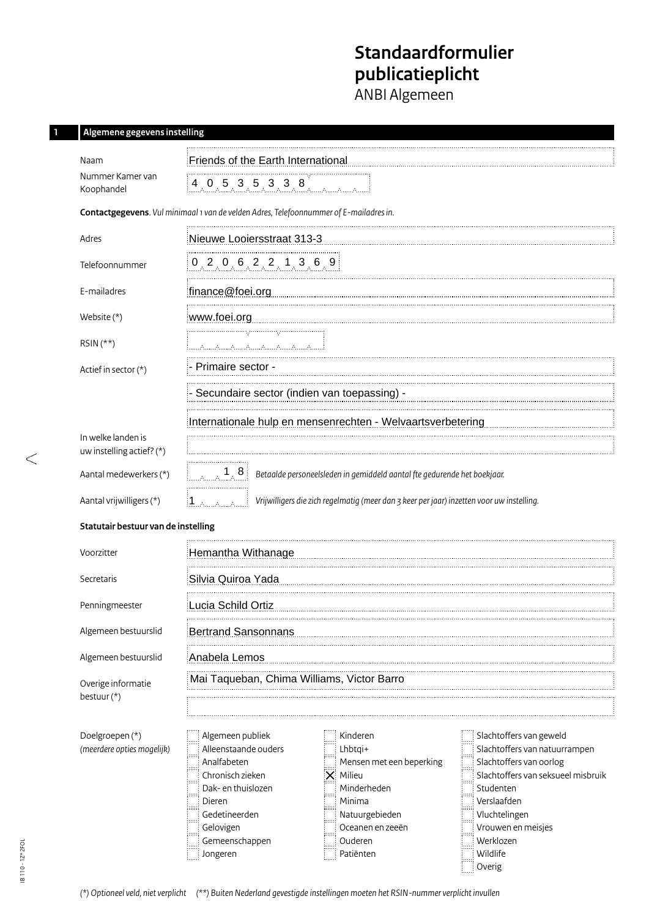# Standaardformulier publicatieplicht

ANBI Algemeen

## 1 Algemene gegevens instelling

| | |
|---|---|
| Naam | Friends of the Earth International |
| Nummer Kamer van Koophandel | 40535338 |

**Contactgegevens**. *Vul minimaal 1 van de velden Adres, Telefoonnummer of E-mailadres in.*

| | |
|---|---|
| Adres | Nieuwe Looiersstraat 313-3 |
| Telefoonnummer | 0206221369 |
| E-mailadres | finance@foei.org |
| Website (*) | www.foei.org |
| RSIN (**) | |
| Actief in sector (*) | - Primaire sector - |
| | - Secundaire sector (indien van toepassing) - |
| | Internationale hulp en mensenrechten - Welvaartsverbetering |
| In welke landen is uw instelling actief? (*) | |
| Aantal medewerkers (*) | 18 *Betaalde personeelsleden in gemiddeld aantal fte gedurende het boekjaar.* |
| Aantal vrijwilligers (*) | 1 *Vrijwilligers die zich regelmatig (meer dan 3 keer per jaar) inzetten voor uw instelling.* |

**Statutair bestuur van de instelling**

| | |
|---|---|
| Voorzitter | Hemantha Withanage |
| Secretaris | Silvia Quiroa Yada |
| Penningmeester | Lucia Schild Ortiz |
| Algemeen bestuurslid | Bertrand Sansonnans |
| Algemeen bestuurslid | Anabela Lemos |
| Overige informatie bestuur (*) | Mai Taqueban, Chima Williams, Victor Barro |

**Doelgroepen (*)** *(meerdere opties mogelijk)*

- [ ] Algemeen publiek
- [ ] Alleenstaande ouders
- [ ] Analfabeten
- [ ] Chronisch zieken
- [ ] Dak- en thuislozen
- [ ] Dieren
- [ ] Gedetineerden
- [ ] Gelovigen
- [ ] Gemeenschappen
- [ ] Jongeren
- [ ] Kinderen
- [ ] Lhbtqi+
- [ ] Mensen met een beperking
- [x] Milieu
- [ ] Minderheden
- [ ] Minima
- [ ] Natuurgebieden
- [ ] Oceanen en zeeën
- [ ] Ouderen
- [ ] Patiënten
- [ ] Slachtoffers van geweld
- [ ] Slachtoffers van natuurrampen
- [ ] Slachtoffers van oorlog
- [ ] Slachtoffers van seksueel misbruik
- [ ] Studenten
- [ ] Verslaafden
- [ ] Vluchtelingen
- [ ] Vrouwen en meisjes
- [ ] Werklozen
- [ ] Wildlife
- [ ] Overig

*(*) Optioneel veld, niet verplicht (**) Buiten Nederland gevestigde instellingen moeten het RSIN-nummer verplicht invullen*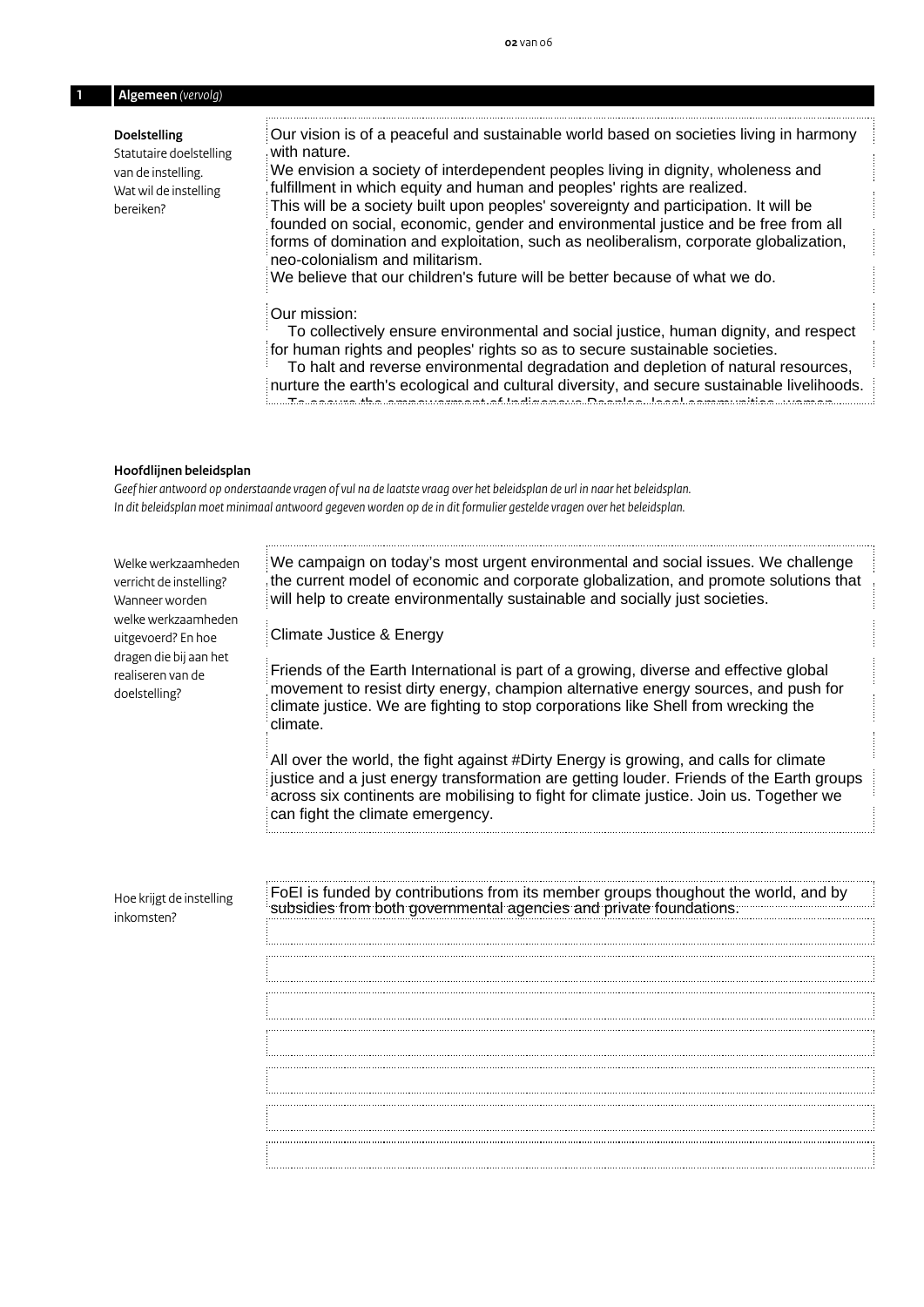## 1 Algemeen *(vervolg)*

**Doelstelling**
Statutaire doelstelling van de instelling. Wat wil de instelling bereiken?

Our vision is of a peaceful and sustainable world based on societies living in harmony with nature.
We envision a society of interdependent peoples living in dignity, wholeness and fulfillment in which equity and human and peoples' rights are realized.
This will be a society built upon peoples' sovereignty and participation. It will be founded on social, economic, gender and environmental justice and be free from all forms of domination and exploitation, such as neoliberalism, corporate globalization, neo-colonialism and militarism.
We believe that our children's future will be better because of what we do.

Our mission:
To collectively ensure environmental and social justice, human dignity, and respect for human rights and peoples' rights so as to secure sustainable societies.
To halt and reverse environmental degradation and depletion of natural resources, nurture the earth's ecological and cultural diversity, and secure sustainable livelihoods.
To secure the empowerment of Indigenous Peoples, local communities, women

**Hoofdlijnen beleidsplan**

*Geef hier antwoord op onderstaande vragen of vul na de laatste vraag over het beleidsplan de url in naar het beleidsplan.*
*In dit beleidsplan moet minimaal antwoord gegeven worden op de in dit formulier gestelde vragen over het beleidsplan.*

Welke werkzaamheden verricht de instelling? Wanneer worden welke werkzaamheden uitgevoerd? En hoe dragen die bij aan het realiseren van de doelstelling?

We campaign on today's most urgent environmental and social issues. We challenge the current model of economic and corporate globalization, and promote solutions that will help to create environmentally sustainable and socially just societies.

Climate Justice & Energy

Friends of the Earth International is part of a growing, diverse and effective global movement to resist dirty energy, champion alternative energy sources, and push for climate justice. We are fighting to stop corporations like Shell from wrecking the climate.

All over the world, the fight against #Dirty Energy is growing, and calls for climate justice and a just energy transformation are getting louder. Friends of the Earth groups across six continents are mobilising to fight for climate justice. Join us. Together we can fight the climate emergency.

Hoe krijgt de instelling inkomsten?

FoEI is funded by contributions from its member groups thoughout the world, and by subsidies from both governmental agencies and private foundations.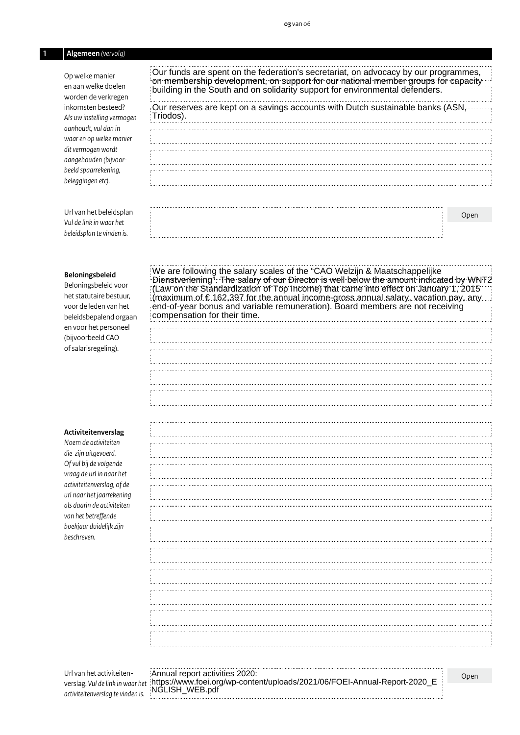## 1 Algemeen *(vervolg)*

Op welke manier en aan welke doelen worden de verkregen inkomsten besteed? *Als uw instelling vermogen aanhoudt, vul dan in waar en op welke manier dit vermogen wordt aangehouden (bijvoorbeeld spaarrekening, beleggingen etc).*

Our funds are spent on the federation's secretariat, on advocacy by our programmes, on membership development, on support for our national member groups for capacity building in the South and on solidarity support for environmental defenders.

Our reserves are kept on a savings accounts with Dutch sustainable banks (ASN, Triodos).

Url van het beleidsplan *Vul de link in waar het beleidsplan te vinden is.*

Open

**Beloningsbeleid**
Beloningsbeleid voor het statutaire bestuur, voor de leden van het beleidsbepalend orgaan en voor het personeel (bijvoorbeeld CAO of salarisregeling).

We are following the salary scales of the "CAO Welzijn & Maatschappelijke Dienstverlening". The salary of our Director is well below the amount indicated by WNT2 (Law on the Standardization of Top Income) that came into effect on January 1, 2015 (maximum of € 162,397 for the annual income-gross annual salary, vacation pay, any end-of-year bonus and variable remuneration). Board members are not receiving compensation for their time.

**Activiteitenverslag**
*Noem de activiteiten die zijn uitgevoerd. Of vul bij de volgende vraag de url in naar het activiteitenverslag, of de url naar het jaarrekening als daarin de activiteiten van het betreffende boekjaar duidelijk zijn beschreven.*

Url van het activiteitenverslag. *Vul de link in waar het activiteitenverslag te vinden is.*

Annual report activities 2020:
https://www.foei.org/wp-content/uploads/2021/06/FOEI-Annual-Report-2020_ENGLISH_WEB.pdf

Open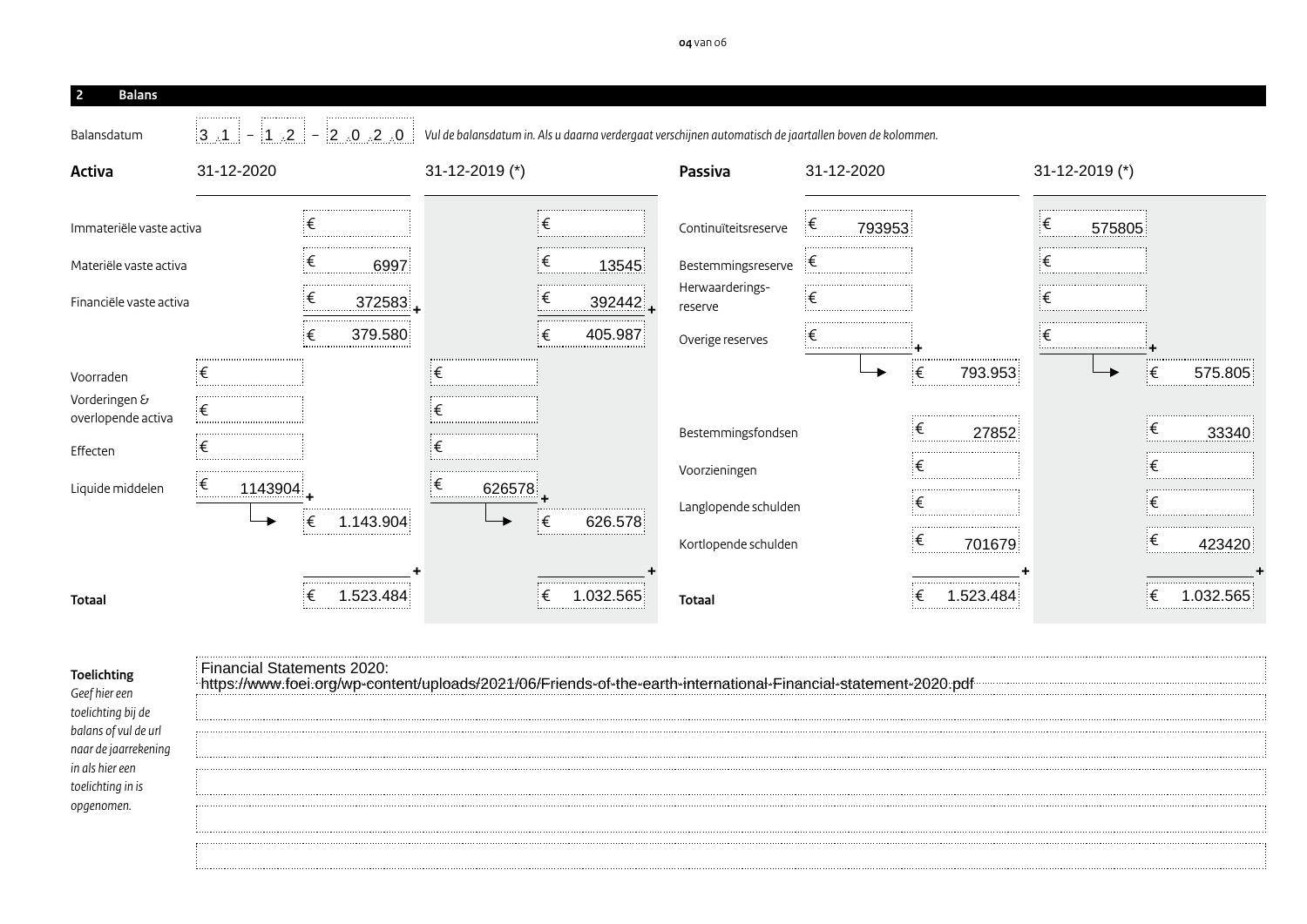## 2 Balans

Balansdatum: 31-12-2020 *Vul de balansdatum in. Als u daarna verdergaat verschijnen automatisch de jaartallen boven de kolommen.*

| Activa | 31-12-2020 | | 31-12-2019 (*) | |
|---|---|---|---|---|
| Immateriële vaste activa | | € | | € |
| Materiële vaste activa | | € 6997 | | € 13545 |
| Financiële vaste activa | | € 372583 | | € 392442 |
| | | € 379.580 | | € 405.987 |
| Voorraden | € | | € | |
| Vorderingen & overlopende activa | € | | € | |
| Effecten | € | | € | |
| Liquide middelen | € 1143904 | | € 626578 | |
| | | € 1.143.904 | | € 626.578 |
| **Totaal** | | € 1.523.484 | | € 1.032.565 |

| Passiva | 31-12-2020 | | 31-12-2019 (*) | |
|---|---|---|---|---|
| Continuïteitsreserve | € 793953 | | € 575805 | |
| Bestemmingsreserve | € | | € | |
| Herwaarderingsreserve | € | | € | |
| Overige reserves | € | | € | |
| | | € 793.953 | | € 575.805 |
| Bestemmingsfondsen | | € 27852 | | € 33340 |
| Voorzieningen | | € | | € |
| Langlopende schulden | | € | | € |
| Kortlopende schulden | | € 701679 | | € 423420 |
| **Totaal** | | € 1.523.484 | | € 1.032.565 |

**Toelichting**
*Geef hier een toelichting bij de balans of vul de url naar de jaarrekening in als hier een toelichting in is opgenomen.*

Financial Statements 2020:
https://www.foei.org/wp-content/uploads/2021/06/Friends-of-the-earth-international-Financial-statement-2020.pdf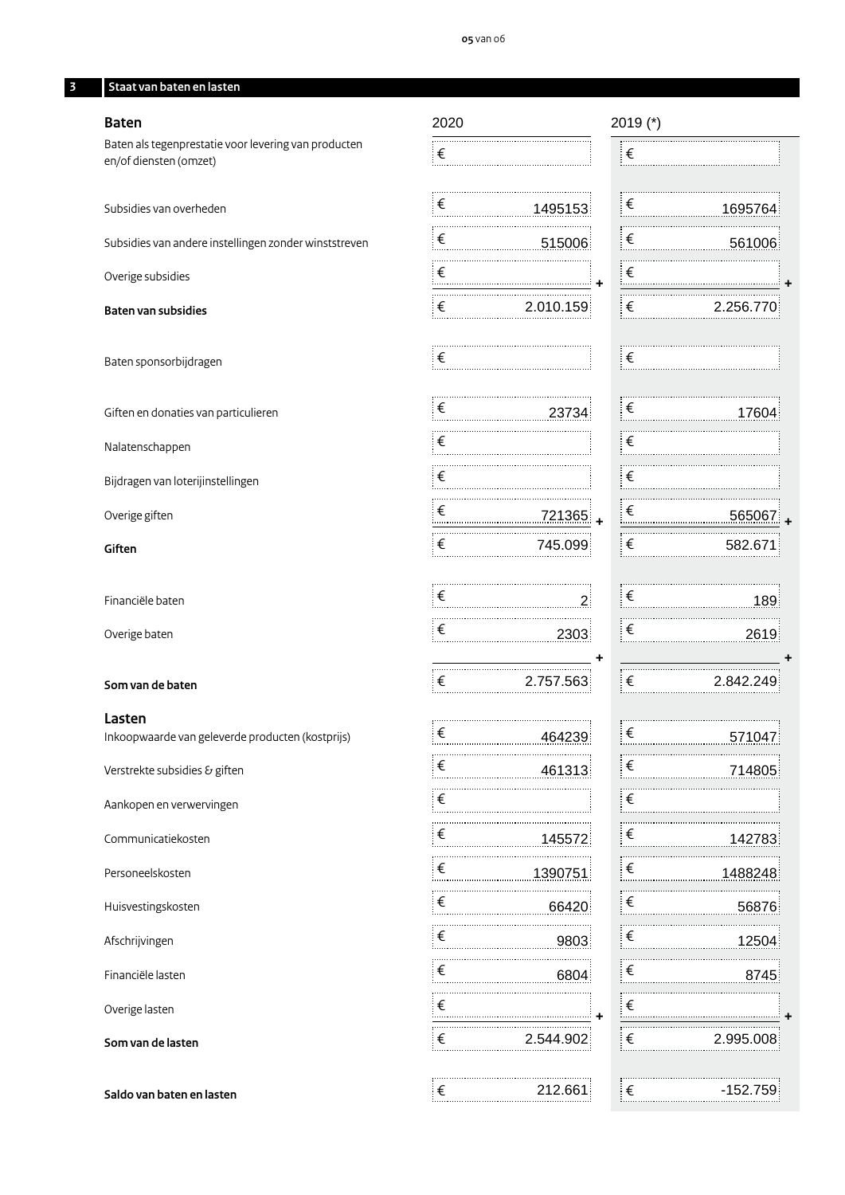## 3 Staat van baten en lasten

| Baten | 2020 | 2019 (*) |
|---|---|---|
| Baten als tegenprestatie voor levering van producten en/of diensten (omzet) | € | € |
| Subsidies van overheden | € 1495153 | € 1695764 |
| Subsidies van andere instellingen zonder winststreven | € 515006 | € 561006 |
| Overige subsidies | € | € |
| **Baten van subsidies** | € 2.010.159 | € 2.256.770 |
| Baten sponsorbijdragen | € | € |
| Giften en donaties van particulieren | € 23734 | € 17604 |
| Nalatenschappen | € | € |
| Bijdragen van loterijinstellingen | € | € |
| Overige giften | € 721365 | € 565067 |
| **Giften** | € 745.099 | € 582.671 |
| Financiële baten | € 2 | € 189 |
| Overige baten | € 2303 | € 2619 |
| **Som van de baten** | € 2.757.563 | € 2.842.249 |

| Lasten | 2020 | 2019 (*) |
|---|---|---|
| Inkoopwaarde van geleverde producten (kostprijs) | € 464239 | € 571047 |
| Verstrekte subsidies & giften | € 461313 | € 714805 |
| Aankopen en verwervingen | € | € |
| Communicatiekosten | € 145572 | € 142783 |
| Personeelskosten | € 1390751 | € 1488248 |
| Huisvestingskosten | € 66420 | € 56876 |
| Afschrijvingen | € 9803 | € 12504 |
| Financiële lasten | € 6804 | € 8745 |
| Overige lasten | € | € |
| **Som van de lasten** | € 2.544.902 | € 2.995.008 |
| **Saldo van baten en lasten** | € 212.661 | € -152.759 |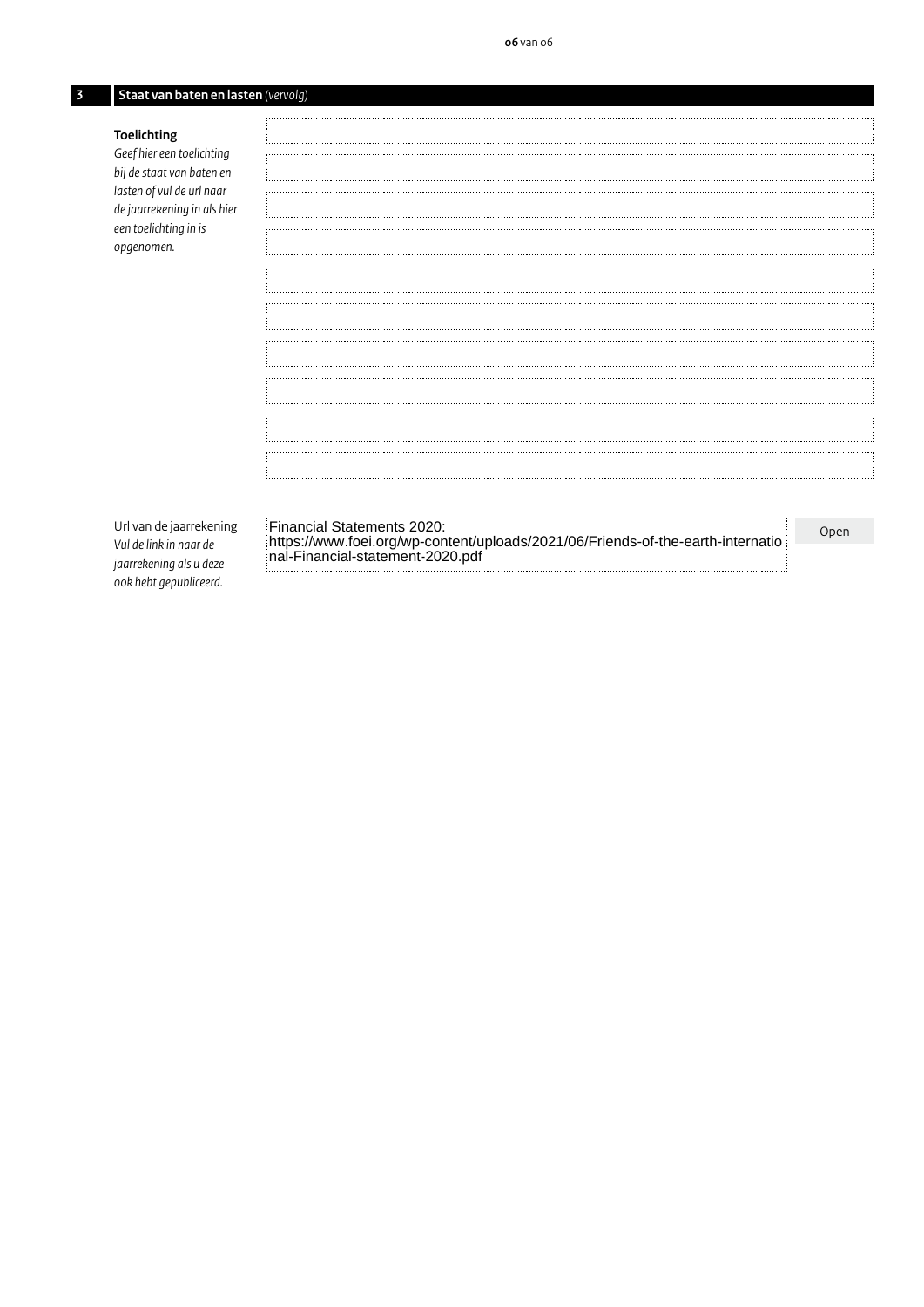## 3 Staat van baten en lasten *(vervolg)*

**Toelichting**
*Geef hier een toelichting bij de staat van baten en lasten of vul de url naar de jaarrekening in als hier een toelichting in is opgenomen.*

Url van de jaarrekening
*Vul de link in naar de jaarrekening als u deze ook hebt gepubliceerd.*

Financial Statements 2020:
https://www.foei.org/wp-content/uploads/2021/06/Friends-of-the-earth-international-Financial-statement-2020.pdf

Open